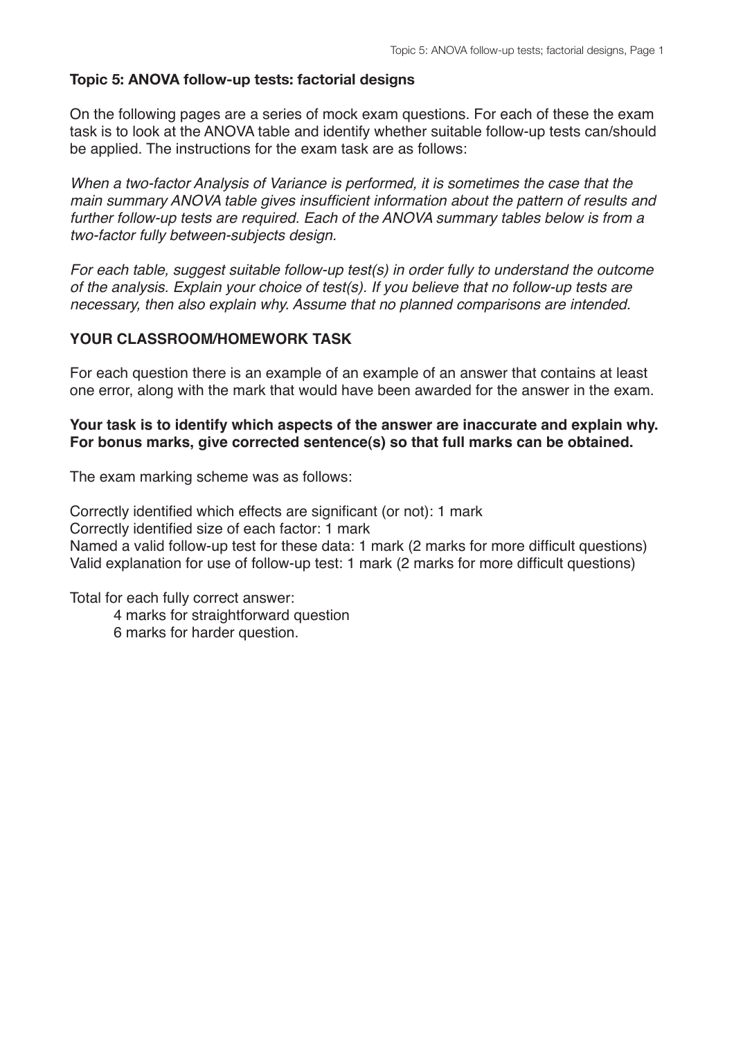## Topic 5: ANOVA follow-up tests: factorial designs

On the following pages are a series of mock exam questions. For each of these the exam task is to look at the ANOVA table and identify whether suitable follow-up tests can/should be applied. The instructions for the exam task are as follows:

*When a two-factor Analysis of Variance is performed, it is sometimes the case that the main summary ANOVA table gives insufficient information about the pattern of results and further follow-up tests are required. Each of the ANOVA summary tables below is from a two-factor fully between-subjects design.*

*For each table, suggest suitable follow-up test(s) in order fully to understand the outcome of the analysis. Explain your choice of test(s). If you believe that no follow-up tests are necessary, then also explain why. Assume that no planned comparisons are intended.*

### YOUR CLASSROOM/HOMEWORK TASK

For each question there is an example of an example of an answer that contains at least one error, along with the mark that would have been awarded for the answer in the exam.

**Your task is to identify which aspects of the answer are inaccurate and explain why. For bonus marks, give corrected sentence(s) so that full marks can be obtained.**

The exam marking scheme was as follows:

Correctly identified which effects are significant (or not): 1 mark
Correctly identified size of each factor: 1 mark
Named a valid follow-up test for these data: 1 mark (2 marks for more difficult questions)
Valid explanation for use of follow-up test: 1 mark (2 marks for more difficult questions)

Total for each fully correct answer:

- 4 marks for straightforward question
- 6 marks for harder question.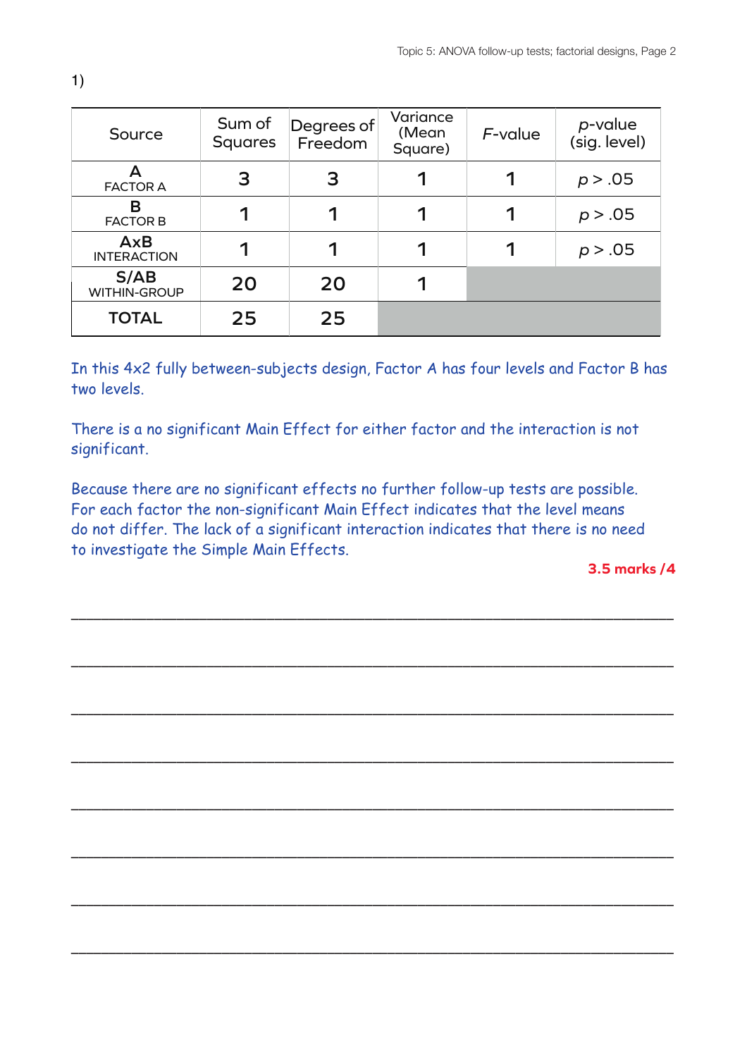1)

| Source | Sum of Squares | Degrees of Freedom | Variance (Mean Square) | *F*-value | *p*-value (sig. level) |
|---|---|---|---|---|---|
| **A** FACTOR A | 3 | 3 | 1 | 1 | $p > .05$ |
| **B** FACTOR B | 1 | 1 | 1 | 1 | $p > .05$ |
| **AxB** INTERACTION | 1 | 1 | 1 | 1 | $p > .05$ |
| **S/AB** WITHIN-GROUP | 20 | 20 | 1 | | |
| **TOTAL** | 25 | 25 | | | |

In this 4x2 fully between-subjects design, Factor A has four levels and Factor B has two levels.

There is a no significant Main Effect for either factor and the interaction is not significant.

Because there are no significant effects no further follow-up tests are possible. For each factor the non-significant Main Effect indicates that the level means do not differ. The lack of a significant interaction indicates that there is no need to investigate the Simple Main Effects.

**3.5 marks /4**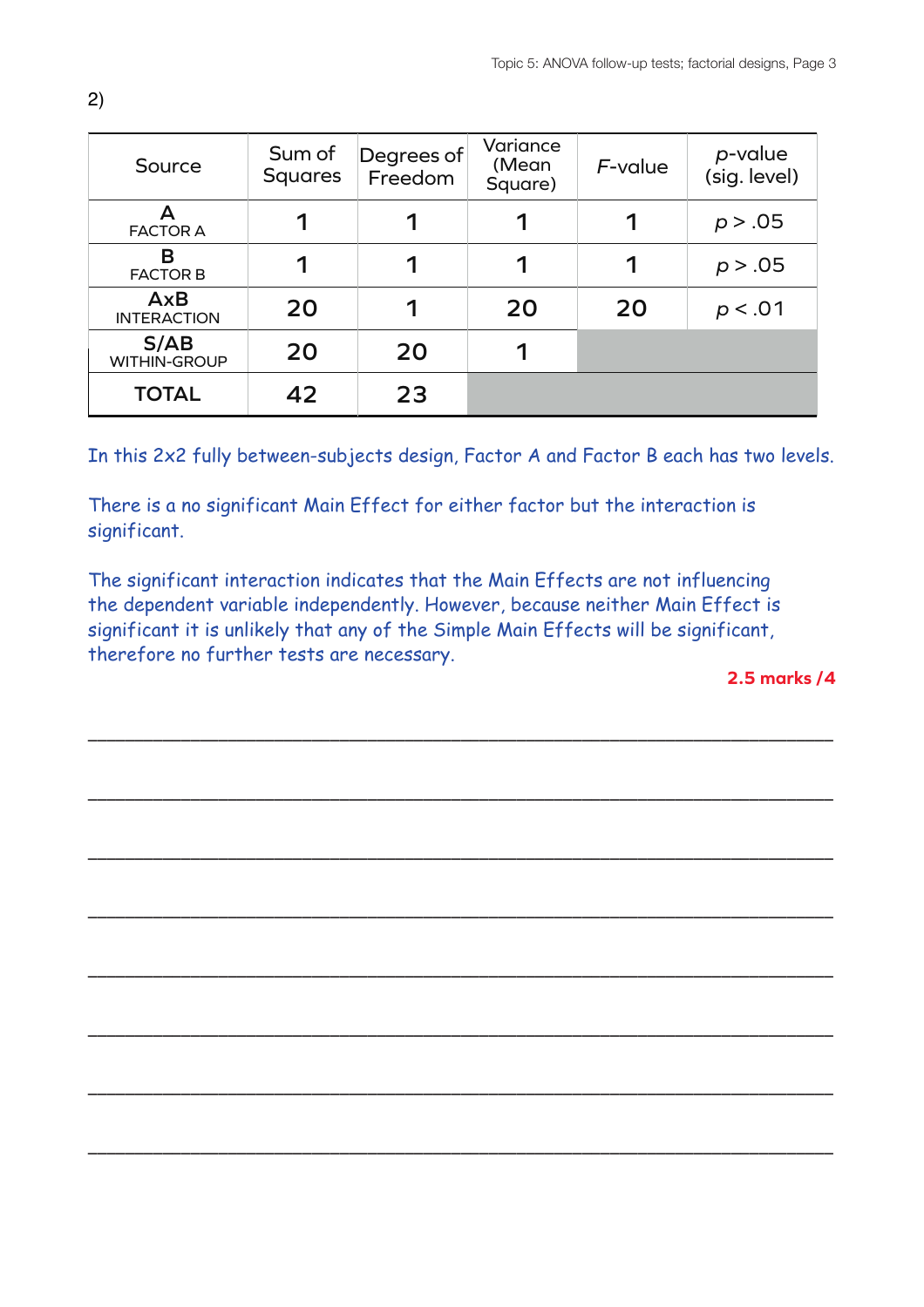2)

| Source | Sum of Squares | Degrees of Freedom | Variance (Mean Square) | *F*-value | *p*-value (sig. level) |
|---|---|---|---|---|---|
| **A** FACTOR A | 1 | 1 | 1 | 1 | $p > .05$ |
| **B** FACTOR B | 1 | 1 | 1 | 1 | $p > .05$ |
| **AxB** INTERACTION | 20 | 1 | 20 | 20 | $p < .01$ |
| **S/AB** WITHIN-GROUP | 20 | 20 | 1 | | |
| **TOTAL** | 42 | 23 | | | |

In this 2x2 fully between-subjects design, Factor A and Factor B each has two levels.

There is a no significant Main Effect for either factor but the interaction is significant.

The significant interaction indicates that the Main Effects are not influencing the dependent variable independently. However, because neither Main Effect is significant it is unlikely that any of the Simple Main Effects will be significant, therefore no further tests are necessary.

**2.5 marks /4**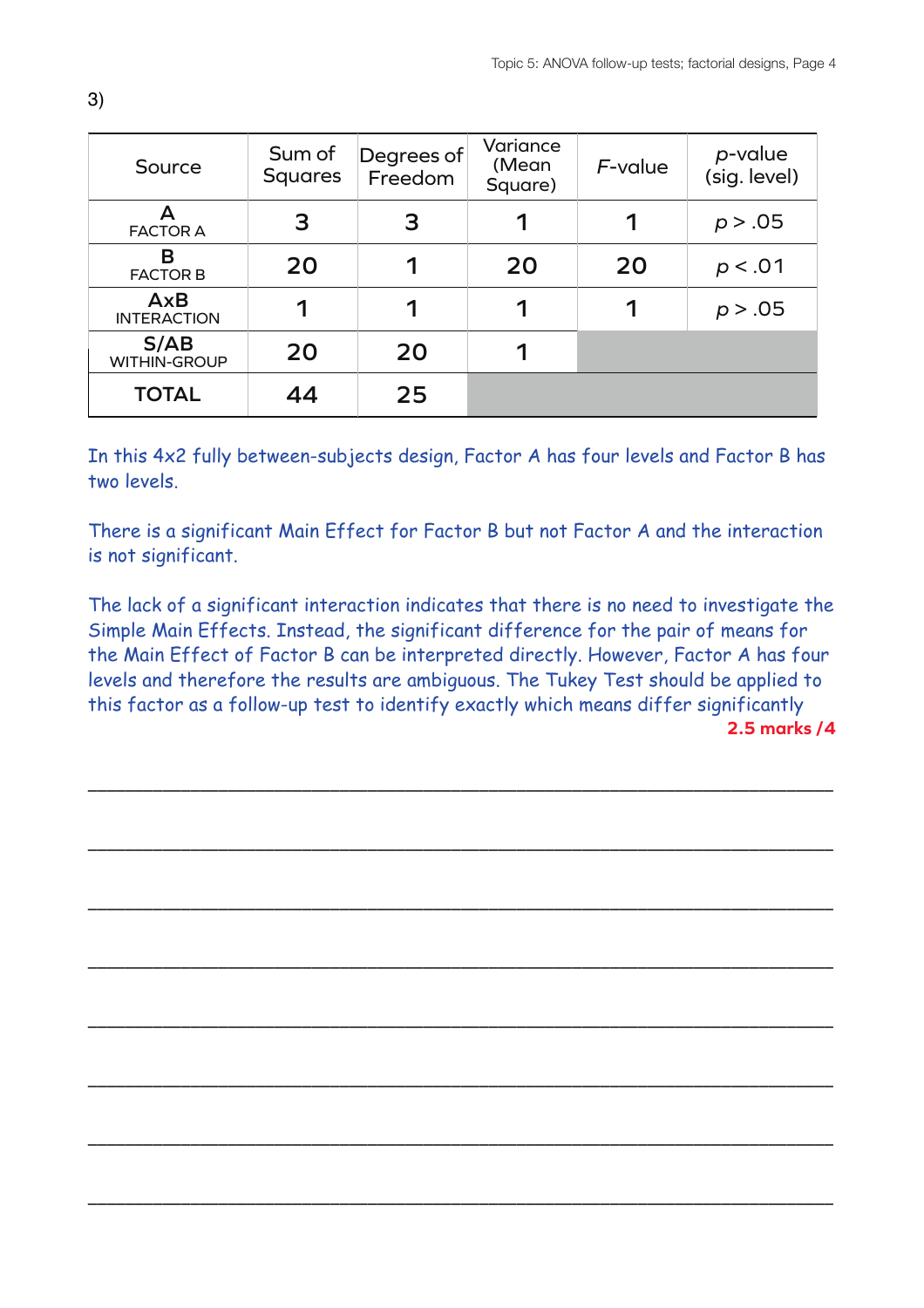3)

| Source | Sum of Squares | Degrees of Freedom | Variance (Mean Square) | *F*-value | *p*-value (sig. level) |
|---|---|---|---|---|---|
| A FACTOR A | 3 | 3 | 1 | 1 | $p > .05$ |
| B FACTOR B | 20 | 1 | 20 | 20 | $p < .01$ |
| AxB INTERACTION | 1 | 1 | 1 | 1 | $p > .05$ |
| S/AB WITHIN-GROUP | 20 | 20 | 1 | | |
| **TOTAL** | 44 | 25 | | | |

In this 4x2 fully between-subjects design, Factor A has four levels and Factor B has two levels.

There is a significant Main Effect for Factor B but not Factor A and the interaction is not significant.

The lack of a significant interaction indicates that there is no need to investigate the Simple Main Effects. Instead, the significant difference for the pair of means for the Main Effect of Factor B can be interpreted directly. However, Factor A has four levels and therefore the results are ambiguous. The Tukey Test should be applied to this factor as a follow-up test to identify exactly which means differ significantly

**2.5 marks /4**

___________________________________________________________________

___________________________________________________________________

___________________________________________________________________

___________________________________________________________________

___________________________________________________________________

___________________________________________________________________

___________________________________________________________________

___________________________________________________________________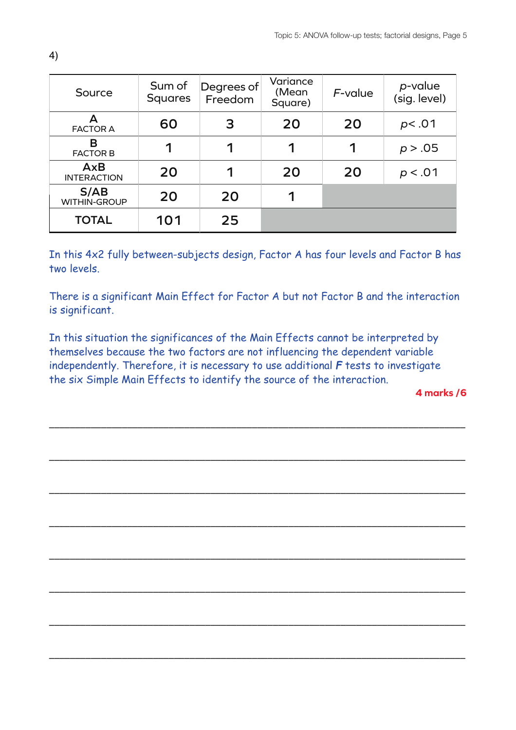4)

| Source | Sum of Squares | Degrees of Freedom | Variance (Mean Square) | *F*-value | *p*-value (sig. level) |
|---|---|---|---|---|---|
| A FACTOR A | 60 | 3 | 20 | 20 | $p < .01$ |
| B FACTOR B | 1 | 1 | 1 | 1 | $p > .05$ |
| AxB INTERACTION | 20 | 1 | 20 | 20 | $p < .01$ |
| S/AB WITHIN-GROUP | 20 | 20 | 1 | | |
| **TOTAL** | 101 | 25 | | | |

In this 4x2 fully between-subjects design, Factor A has four levels and Factor B has two levels.

There is a significant Main Effect for Factor A but not Factor B and the interaction is significant.

In this situation the significances of the Main Effects cannot be interpreted by themselves because the two factors are not influencing the dependent variable independently. Therefore, it is necessary to use additional ***F*** tests to investigate the six Simple Main Effects to identify the source of the interaction.

**4 marks /6**

___________________________________________________________________________

___________________________________________________________________________

___________________________________________________________________________

___________________________________________________________________________

___________________________________________________________________________

___________________________________________________________________________

___________________________________________________________________________

___________________________________________________________________________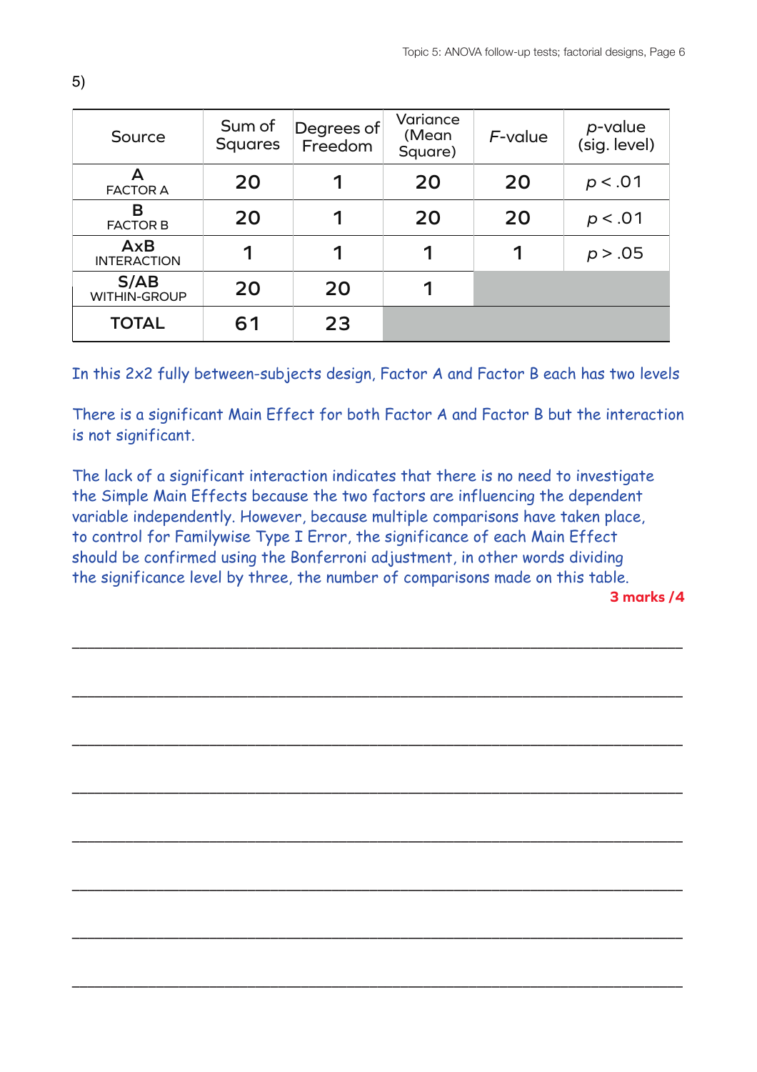5)

| Source | Sum of Squares | Degrees of Freedom | Variance (Mean Square) | *F*-value | *p*-value (sig. level) |
|---|---|---|---|---|---|
| A FACTOR A | 20 | 1 | 20 | 20 | $p < .01$ |
| B FACTOR B | 20 | 1 | 20 | 20 | $p < .01$ |
| AxB INTERACTION | 1 | 1 | 1 | 1 | $p > .05$ |
| S/AB WITHIN-GROUP | 20 | 20 | 1 | | |
| TOTAL | 61 | 23 | | | |

In this 2x2 fully between-subjects design, Factor A and Factor B each has two levels

There is a significant Main Effect for both Factor A and Factor B but the interaction is not significant.

The lack of a significant interaction indicates that there is no need to investigate the Simple Main Effects because the two factors are influencing the dependent variable independently. However, because multiple comparisons have taken place, to control for Familywise Type I Error, the significance of each Main Effect should be confirmed using the Bonferroni adjustment, in other words dividing the significance level by three, the number of comparisons made on this table.

**3 marks /4**

\_\_\_\_\_\_\_\_\_\_\_\_\_\_\_\_\_\_\_\_\_\_\_\_\_\_\_\_\_\_\_\_\_\_\_\_\_\_\_\_\_\_\_\_\_\_\_\_\_\_\_\_\_\_\_\_\_\_\_\_\_\_\_\_\_\_\_\_\_\_

\_\_\_\_\_\_\_\_\_\_\_\_\_\_\_\_\_\_\_\_\_\_\_\_\_\_\_\_\_\_\_\_\_\_\_\_\_\_\_\_\_\_\_\_\_\_\_\_\_\_\_\_\_\_\_\_\_\_\_\_\_\_\_\_\_\_\_\_\_\_

\_\_\_\_\_\_\_\_\_\_\_\_\_\_\_\_\_\_\_\_\_\_\_\_\_\_\_\_\_\_\_\_\_\_\_\_\_\_\_\_\_\_\_\_\_\_\_\_\_\_\_\_\_\_\_\_\_\_\_\_\_\_\_\_\_\_\_\_\_\_

\_\_\_\_\_\_\_\_\_\_\_\_\_\_\_\_\_\_\_\_\_\_\_\_\_\_\_\_\_\_\_\_\_\_\_\_\_\_\_\_\_\_\_\_\_\_\_\_\_\_\_\_\_\_\_\_\_\_\_\_\_\_\_\_\_\_\_\_\_\_

\_\_\_\_\_\_\_\_\_\_\_\_\_\_\_\_\_\_\_\_\_\_\_\_\_\_\_\_\_\_\_\_\_\_\_\_\_\_\_\_\_\_\_\_\_\_\_\_\_\_\_\_\_\_\_\_\_\_\_\_\_\_\_\_\_\_\_\_\_\_

\_\_\_\_\_\_\_\_\_\_\_\_\_\_\_\_\_\_\_\_\_\_\_\_\_\_\_\_\_\_\_\_\_\_\_\_\_\_\_\_\_\_\_\_\_\_\_\_\_\_\_\_\_\_\_\_\_\_\_\_\_\_\_\_\_\_\_\_\_\_

\_\_\_\_\_\_\_\_\_\_\_\_\_\_\_\_\_\_\_\_\_\_\_\_\_\_\_\_\_\_\_\_\_\_\_\_\_\_\_\_\_\_\_\_\_\_\_\_\_\_\_\_\_\_\_\_\_\_\_\_\_\_\_\_\_\_\_\_\_\_

\_\_\_\_\_\_\_\_\_\_\_\_\_\_\_\_\_\_\_\_\_\_\_\_\_\_\_\_\_\_\_\_\_\_\_\_\_\_\_\_\_\_\_\_\_\_\_\_\_\_\_\_\_\_\_\_\_\_\_\_\_\_\_\_\_\_\_\_\_\_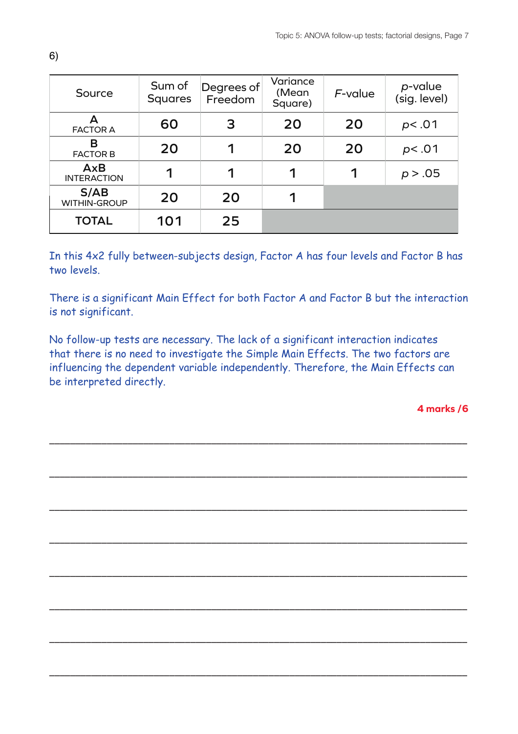6)

| Source | Sum of Squares | Degrees of Freedom | Variance (Mean Square) | *F*-value | *p*-value (sig. level) |
|---|---|---|---|---|---|
| A FACTOR A | 60 | 3 | 20 | 20 | $p < .01$ |
| B FACTOR B | 20 | 1 | 20 | 20 | $p < .01$ |
| AxB INTERACTION | 1 | 1 | 1 | 1 | $p > .05$ |
| S/AB WITHIN-GROUP | 20 | 20 | 1 | | |
| **TOTAL** | 101 | 25 | | | |

In this 4x2 fully between-subjects design, Factor A has four levels and Factor B has two levels.

There is a significant Main Effect for both Factor A and Factor B but the interaction is not significant.

No follow-up tests are necessary. The lack of a significant interaction indicates that there is no need to investigate the Simple Main Effects. The two factors are influencing the dependent variable independently. Therefore, the Main Effects can be interpreted directly.

**4 marks /6**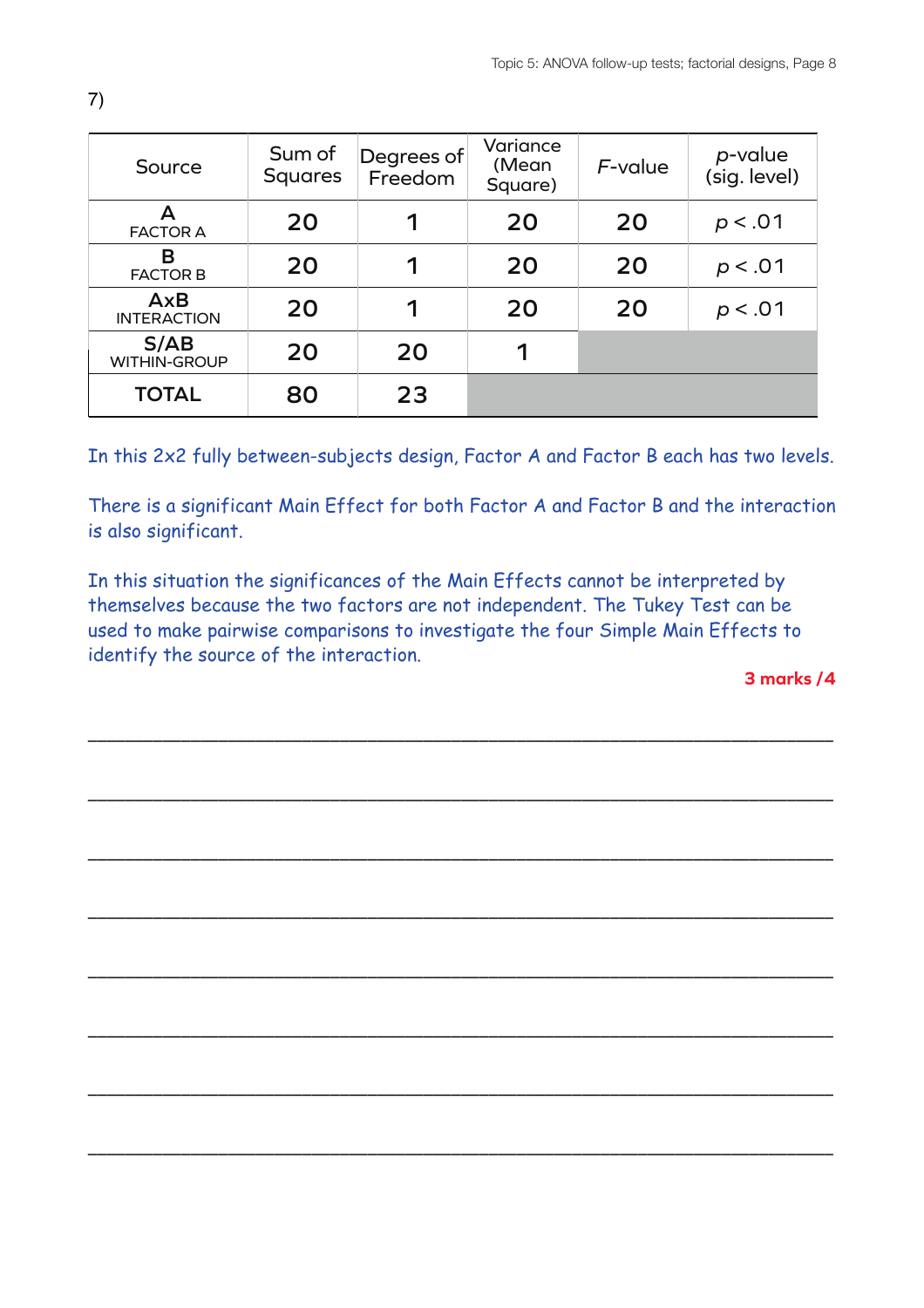7)

| Source | Sum of Squares | Degrees of Freedom | Variance (Mean Square) | *F*-value | *p*-value (sig. level) |
|---|---|---|---|---|---|
| **A** FACTOR A | 20 | 1 | 20 | 20 | $p < .01$ |
| **B** FACTOR B | 20 | 1 | 20 | 20 | $p < .01$ |
| **AxB** INTERACTION | 20 | 1 | 20 | 20 | $p < .01$ |
| **S/AB** WITHIN-GROUP | 20 | 20 | 1 | | |
| **TOTAL** | 80 | 23 | | | |

In this 2x2 fully between-subjects design, Factor A and Factor B each has two levels.

There is a significant Main Effect for both Factor A and Factor B and the interaction is also significant.

In this situation the significances of the Main Effects cannot be interpreted by themselves because the two factors are not independent. The Tukey Test can be used to make pairwise comparisons to investigate the four Simple Main Effects to identify the source of the interaction.

**3 marks /4**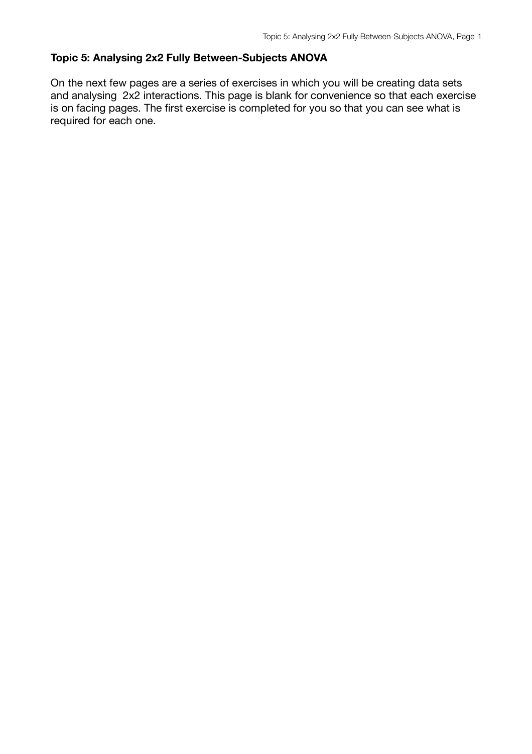**Topic 5: Analysing 2x2 Fully Between-Subjects ANOVA**

On the next few pages are a series of exercises in which you will be creating data sets and analysing 2x2 interactions. This page is blank for convenience so that each exercise is on facing pages. The first exercise is completed for you so that you can see what is required for each one.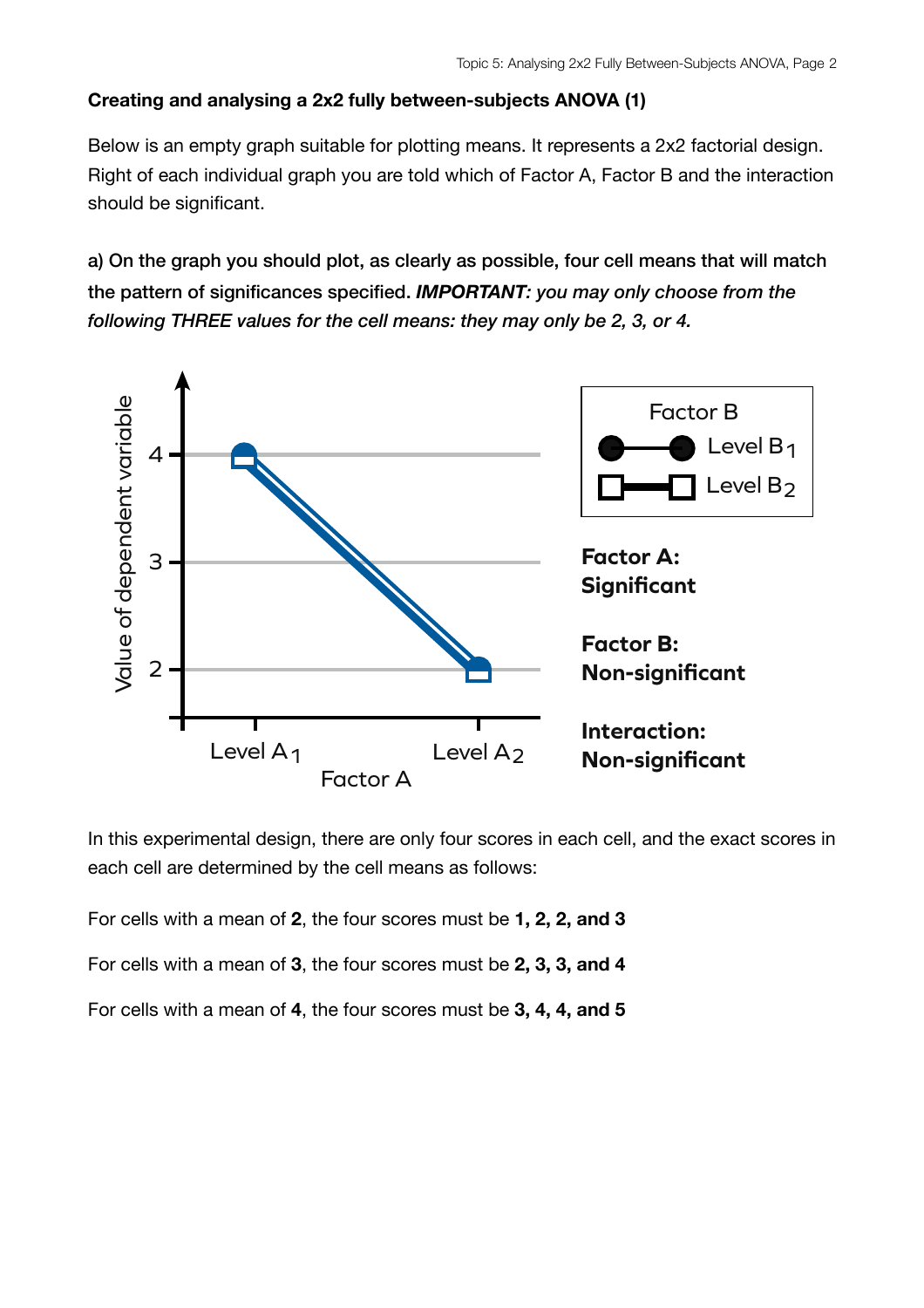**Creating and analysing a 2x2 fully between-subjects ANOVA (1)**

Below is an empty graph suitable for plotting means. It represents a 2x2 factorial design. Right of each individual graph you are told which of Factor A, Factor B and the interaction should be significant.

**a) On the graph you should plot, as clearly as possible, four cell means that will match the pattern of significances specified. *IMPORTANT: you may only choose from the following THREE values for the cell means: they may only be 2, 3, or 4.***

Factor B: Level $B_1$, Level $B_2$

Value of dependent variable: 2, 3, 4

Factor A: Level $A_1$, Level $A_2$

**Factor A: Significant**

**Factor B: Non-significant**

**Interaction: Non-significant**

In this experimental design, there are only four scores in each cell, and the exact scores in each cell are determined by the cell means as follows:

For cells with a mean of **2**, the four scores must be **1, 2, 2, and 3**

For cells with a mean of **3**, the four scores must be **2, 3, 3, and 4**

For cells with a mean of **4**, the four scores must be **3, 4, 4, and 5**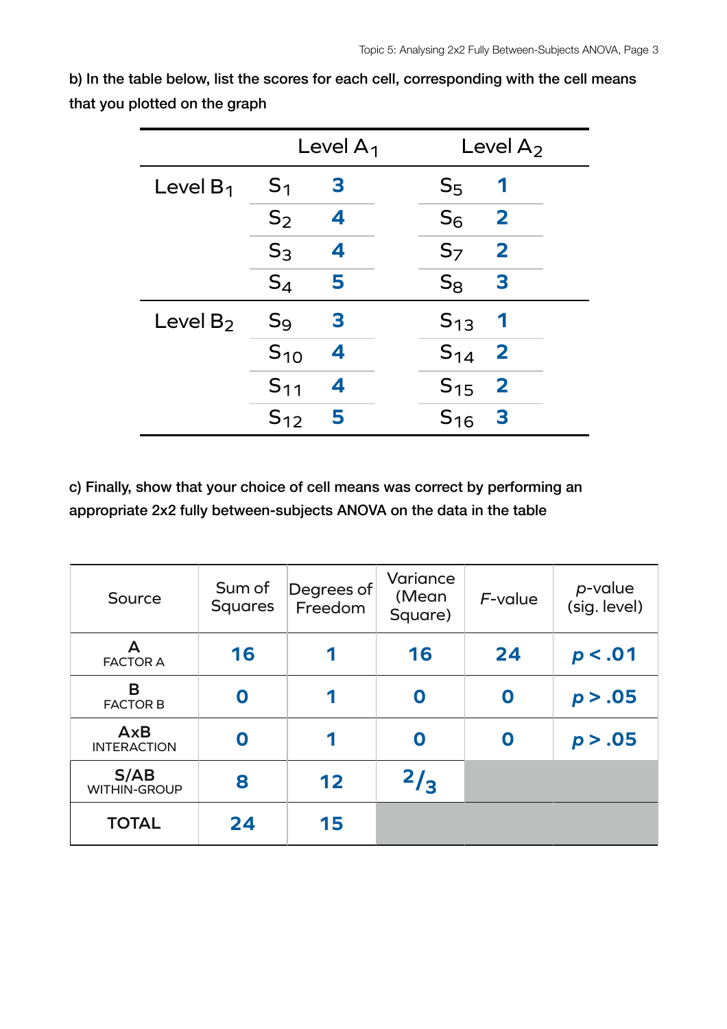b) In the table below, list the scores for each cell, corresponding with the cell means that you plotted on the graph

| | Level $A_1$ | | Level $A_2$ | |
|---|---|---|---|---|
| Level $B_1$ | $S_1$ | **3** | $S_5$ | **1** |
| | $S_2$ | **4** | $S_6$ | **2** |
| | $S_3$ | **4** | $S_7$ | **2** |
| | $S_4$ | **5** | $S_8$ | **3** |
| Level $B_2$ | $S_9$ | **3** | $S_{13}$ | **1** |
| | $S_{10}$ | **4** | $S_{14}$ | **2** |
| | $S_{11}$ | **4** | $S_{15}$ | **2** |
| | $S_{12}$ | **5** | $S_{16}$ | **3** |

c) Finally, show that your choice of cell means was correct by performing an appropriate 2x2 fully between-subjects ANOVA on the data in the table

| Source | Sum of Squares | Degrees of Freedom | Variance (Mean Square) | *F*-value | *p*-value (sig. level) |
|---|---|---|---|---|---|
| **A** FACTOR A | **16** | **1** | **16** | **24** | $p < .01$ |
| **B** FACTOR B | **0** | **1** | **0** | **0** | $p > .05$ |
| **AxB** INTERACTION | **0** | **1** | **0** | **0** | $p > .05$ |
| **S/AB** WITHIN-GROUP | **8** | **12** | $^2/_3$ | | |
| **TOTAL** | **24** | **15** | | | |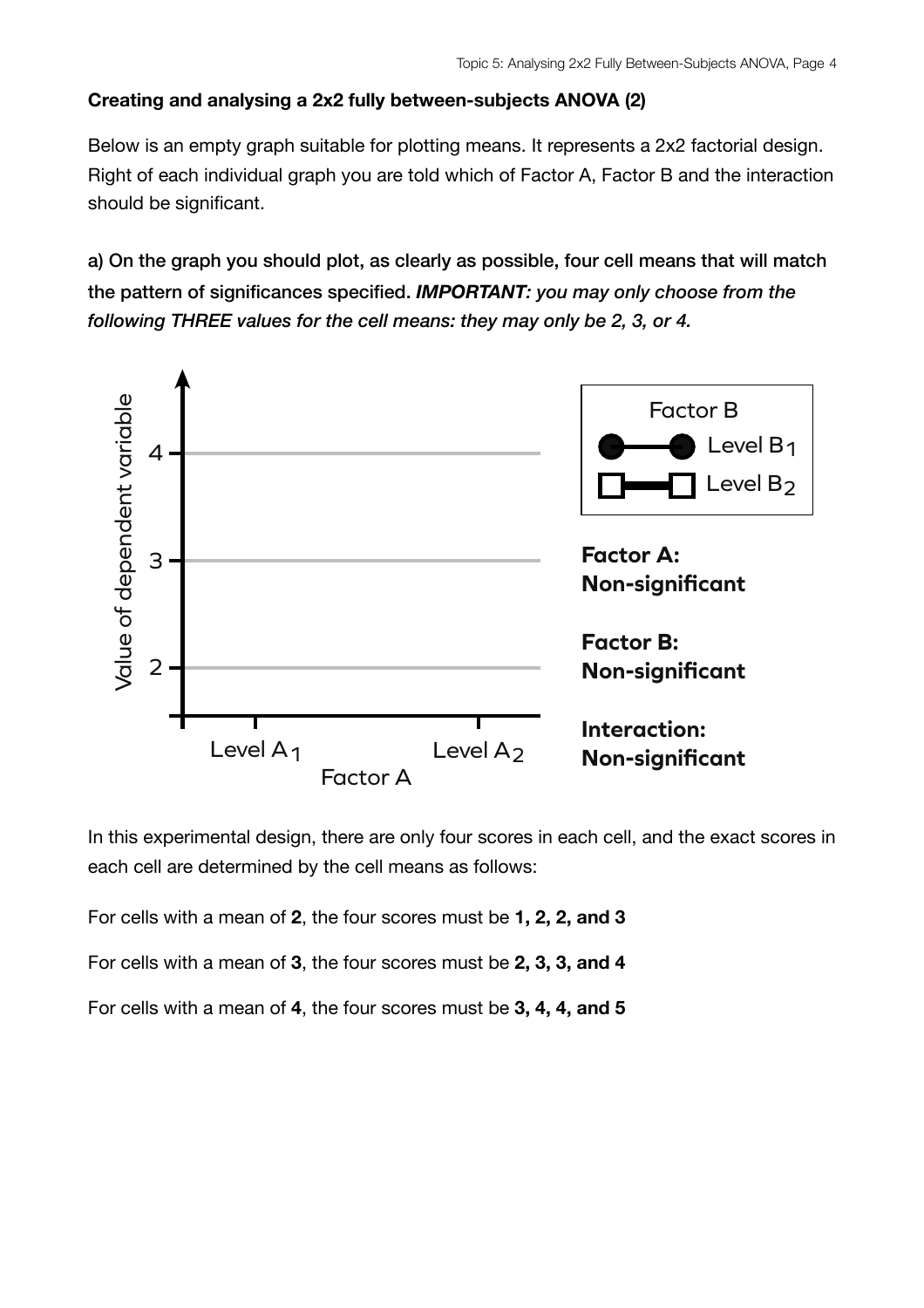**Creating and analysing a 2x2 fully between-subjects ANOVA (2)**

Below is an empty graph suitable for plotting means. It represents a 2x2 factorial design. Right of each individual graph you are told which of Factor A, Factor B and the interaction should be significant.

**a) On the graph you should plot, as clearly as possible, four cell means that will match the pattern of significances specified.** ***IMPORTANT: you may only choose from the following THREE values for the cell means: they may only be 2, 3, or 4.***

Value of dependent variable

4

3

2

Level $A_1$ Level $A_2$

Factor A

Factor B

Level $B_1$

Level $B_2$

**Factor A: Non-significant**

**Factor B: Non-significant**

**Interaction: Non-significant**

In this experimental design, there are only four scores in each cell, and the exact scores in each cell are determined by the cell means as follows:

For cells with a mean of **2**, the four scores must be **1, 2, 2, and 3**

For cells with a mean of **3**, the four scores must be **2, 3, 3, and 4**

For cells with a mean of **4**, the four scores must be **3, 4, 4, and 5**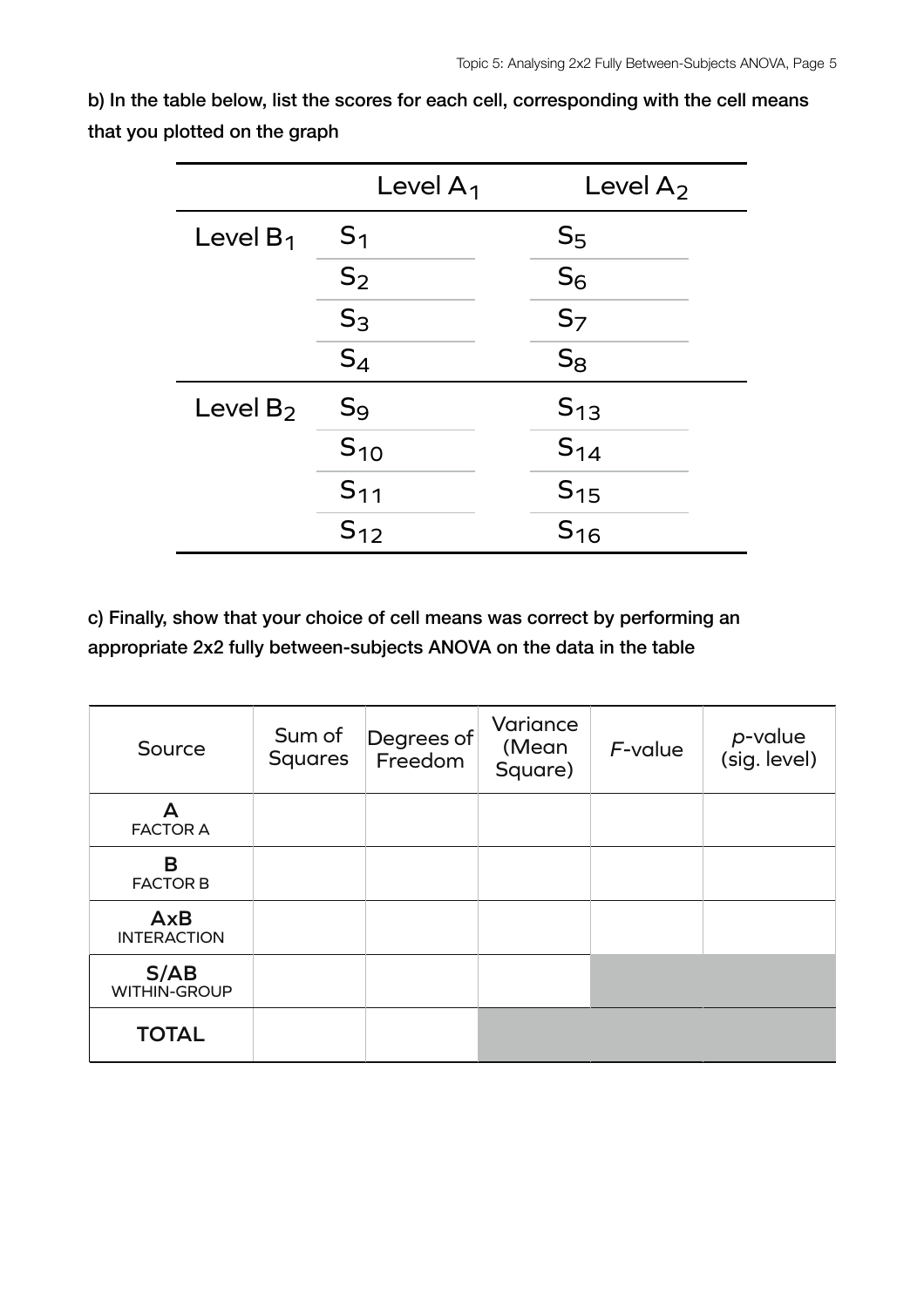**b) In the table below, list the scores for each cell, corresponding with the cell means that you plotted on the graph**

| | Level $A_1$ | Level $A_2$ |
|---|---|---|
| Level $B_1$ | $S_1$ | $S_5$ |
| | $S_2$ | $S_6$ |
| | $S_3$ | $S_7$ |
| | $S_4$ | $S_8$ |
| Level $B_2$ | $S_9$ | $S_{13}$ |
| | $S_{10}$ | $S_{14}$ |
| | $S_{11}$ | $S_{15}$ |
| | $S_{12}$ | $S_{16}$ |

**c) Finally, show that your choice of cell means was correct by performing an appropriate 2x2 fully between-subjects ANOVA on the data in the table**

| Source | Sum of Squares | Degrees of Freedom | Variance (Mean Square) | *F*-value | *p*-value (sig. level) |
|---|---|---|---|---|---|
| **A** FACTOR A | | | | | |
| **B** FACTOR B | | | | | |
| **AxB** INTERACTION | | | | | |
| **S/AB** WITHIN-GROUP | | | | | |
| **TOTAL** | | | | | |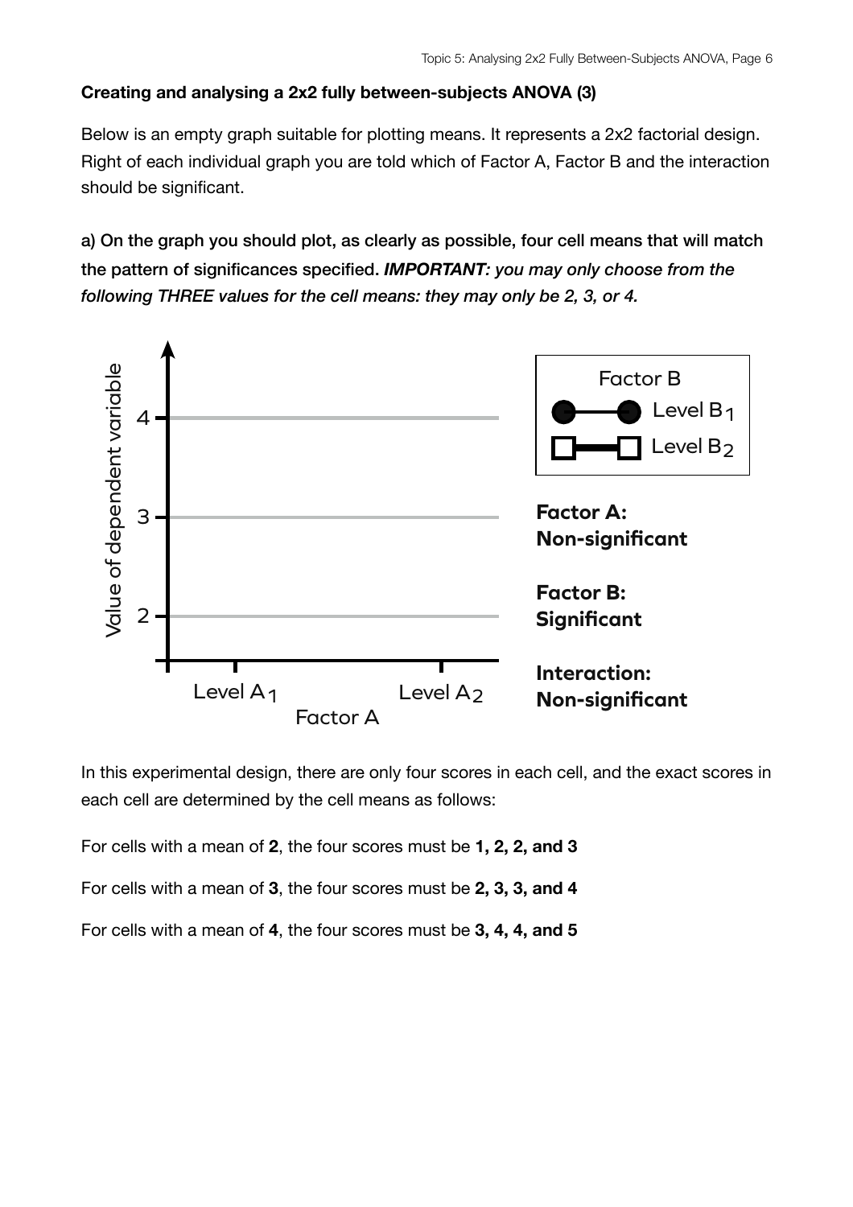**Creating and analysing a 2x2 fully between-subjects ANOVA (3)**

Below is an empty graph suitable for plotting means. It represents a 2x2 factorial design. Right of each individual graph you are told which of Factor A, Factor B and the interaction should be significant.

**a) On the graph you should plot, as clearly as possible, four cell means that will match the pattern of significances specified. *IMPORTANT: you may only choose from the following THREE values for the cell means: they may only be 2, 3, or 4.***

Value of dependent variable

4

3

2

Level $A_1$ Level $A_2$

Factor A

Factor B

Level $B_1$

Level $B_2$

**Factor A: Non-significant**

**Factor B: Significant**

**Interaction: Non-significant**

In this experimental design, there are only four scores in each cell, and the exact scores in each cell are determined by the cell means as follows:

For cells with a mean of **2**, the four scores must be **1, 2, 2, and 3**

For cells with a mean of **3**, the four scores must be **2, 3, 3, and 4**

For cells with a mean of **4**, the four scores must be **3, 4, 4, and 5**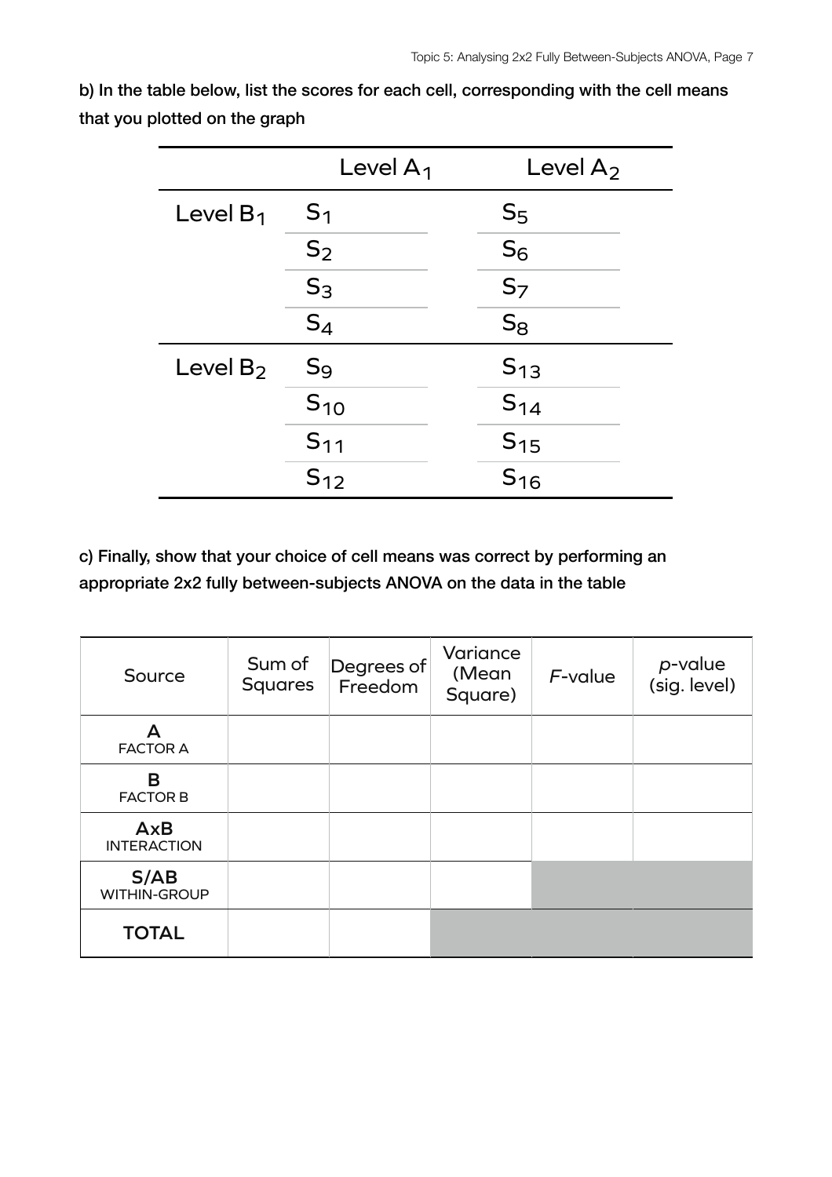b) In the table below, list the scores for each cell, corresponding with the cell means that you plotted on the graph

| | Level $A_1$ | Level $A_2$ |
|---|---|---|
| Level $B_1$ | $S_1$ | $S_5$ |
| | $S_2$ | $S_6$ |
| | $S_3$ | $S_7$ |
| | $S_4$ | $S_8$ |
| Level $B_2$ | $S_9$ | $S_{13}$ |
| | $S_{10}$ | $S_{14}$ |
| | $S_{11}$ | $S_{15}$ |
| | $S_{12}$ | $S_{16}$ |

c) Finally, show that your choice of cell means was correct by performing an appropriate 2x2 fully between-subjects ANOVA on the data in the table

| Source | Sum of Squares | Degrees of Freedom | Variance (Mean Square) | *F*-value | *p*-value (sig. level) |
|---|---|---|---|---|---|
| **A** FACTOR A | | | | | |
| **B** FACTOR B | | | | | |
| **AxB** INTERACTION | | | | | |
| **S/AB** WITHIN-GROUP | | | | | |
| **TOTAL** | | | | | |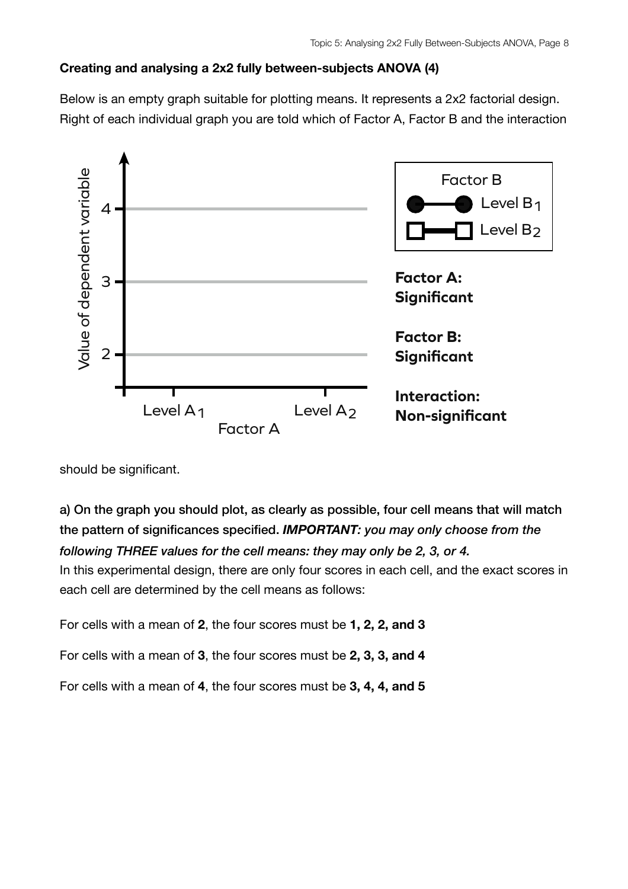**Creating and analysing a 2x2 fully between-subjects ANOVA (4)**

Below is an empty graph suitable for plotting means. It represents a 2x2 factorial design. Right of each individual graph you are told which of Factor A, Factor B and the interaction

Value of dependent variable

4

3

2

Level $A_1$ Level $A_2$

Factor A

Factor B

Level $B_1$

Level $B_2$

**Factor A: Significant**

**Factor B: Significant**

**Interaction: Non-significant**

should be significant.

**a) On the graph you should plot, as clearly as possible, four cell means that will match the pattern of significances specified.** ***IMPORTANT: you may only choose from the following THREE values for the cell means: they may only be 2, 3, or 4.***

In this experimental design, there are only four scores in each cell, and the exact scores in each cell are determined by the cell means as follows:

For cells with a mean of **2**, the four scores must be **1, 2, 2, and 3**

For cells with a mean of **3**, the four scores must be **2, 3, 3, and 4**

For cells with a mean of **4**, the four scores must be **3, 4, 4, and 5**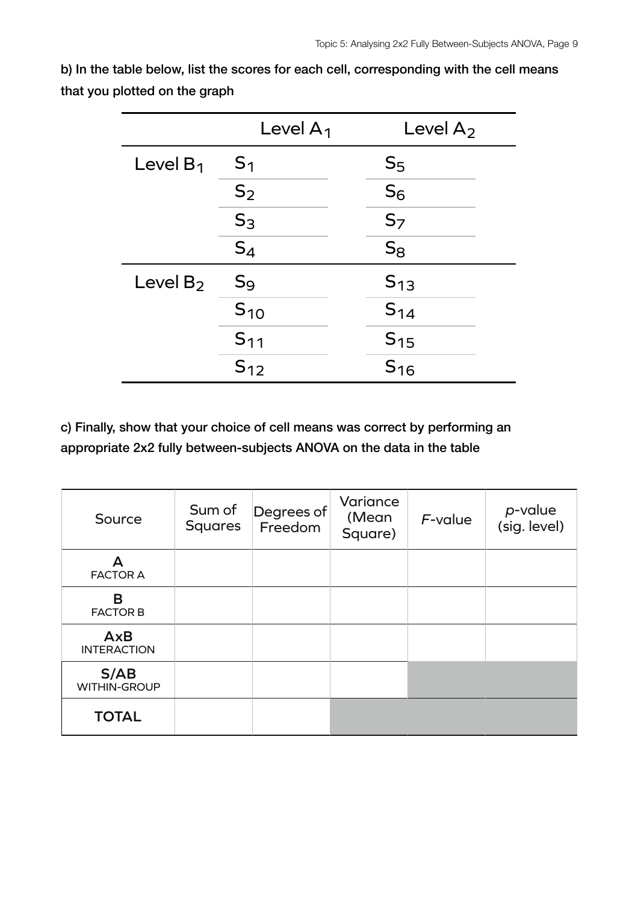**b) In the table below, list the scores for each cell, corresponding with the cell means that you plotted on the graph**

| | Level $A_1$ | Level $A_2$ |
|---|---|---|
| Level $B_1$ | $S_1$ | $S_5$ |
| | $S_2$ | $S_6$ |
| | $S_3$ | $S_7$ |
| | $S_4$ | $S_8$ |
| Level $B_2$ | $S_9$ | $S_{13}$ |
| | $S_{10}$ | $S_{14}$ |
| | $S_{11}$ | $S_{15}$ |
| | $S_{12}$ | $S_{16}$ |

**c) Finally, show that your choice of cell means was correct by performing an appropriate 2x2 fully between-subjects ANOVA on the data in the table**

| Source | Sum of Squares | Degrees of Freedom | Variance (Mean Square) | *F*-value | *p*-value (sig. level) |
|---|---|---|---|---|---|
| **A** FACTOR A | | | | | |
| **B** FACTOR B | | | | | |
| **AxB** INTERACTION | | | | | |
| **S/AB** WITHIN-GROUP | | | | | |
| **TOTAL** | | | | | |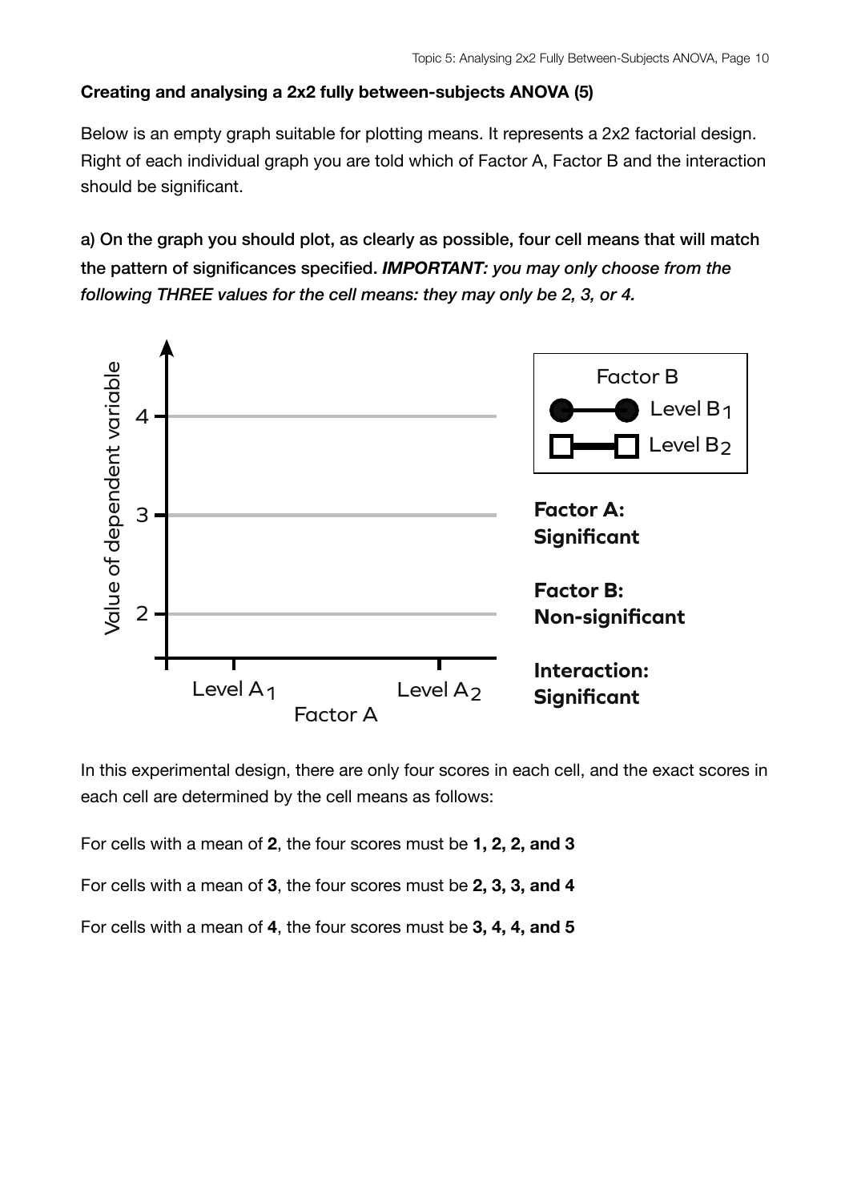**Creating and analysing a 2x2 fully between-subjects ANOVA (5)**

Below is an empty graph suitable for plotting means. It represents a 2x2 factorial design. Right of each individual graph you are told which of Factor A, Factor B and the interaction should be significant.

a) On the graph you should plot, as clearly as possible, four cell means that will match the pattern of significances specified. ***IMPORTANT**: you may only choose from the following THREE values for the cell means: they may only be 2, 3, or 4.*

Value of dependent variable

4

3

2

Level $A_1$ Level $A_2$

Factor A

Factor B

Level $B_1$

Level $B_2$

**Factor A: Significant**

**Factor B: Non-significant**

**Interaction: Significant**

In this experimental design, there are only four scores in each cell, and the exact scores in each cell are determined by the cell means as follows:

For cells with a mean of **2**, the four scores must be **1, 2, 2, and 3**

For cells with a mean of **3**, the four scores must be **2, 3, 3, and 4**

For cells with a mean of **4**, the four scores must be **3, 4, 4, and 5**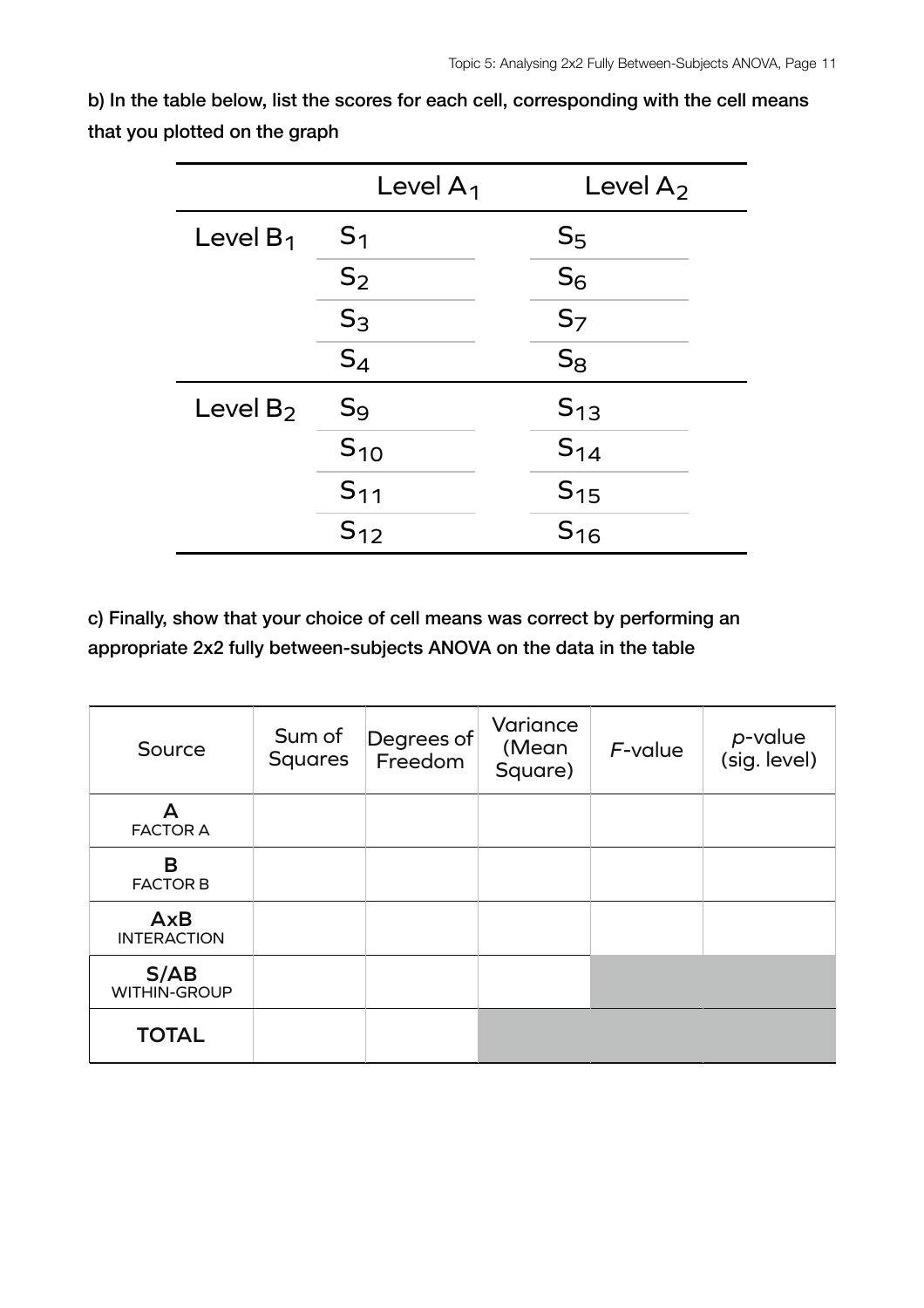**b) In the table below, list the scores for each cell, corresponding with the cell means that you plotted on the graph**

| | Level $A_1$ | Level $A_2$ |
|---|---|---|
| Level $B_1$ | $S_1$ | $S_5$ |
| | $S_2$ | $S_6$ |
| | $S_3$ | $S_7$ |
| | $S_4$ | $S_8$ |
| Level $B_2$ | $S_9$ | $S_{13}$ |
| | $S_{10}$ | $S_{14}$ |
| | $S_{11}$ | $S_{15}$ |
| | $S_{12}$ | $S_{16}$ |

**c) Finally, show that your choice of cell means was correct by performing an appropriate 2x2 fully between-subjects ANOVA on the data in the table**

| Source | Sum of Squares | Degrees of Freedom | Variance (Mean Square) | *F*-value | *p*-value (sig. level) |
|---|---|---|---|---|---|
| **A** FACTOR A | | | | | |
| **B** FACTOR B | | | | | |
| **AxB** INTERACTION | | | | | |
| **S/AB** WITHIN-GROUP | | | | | |
| **TOTAL** | | | | | |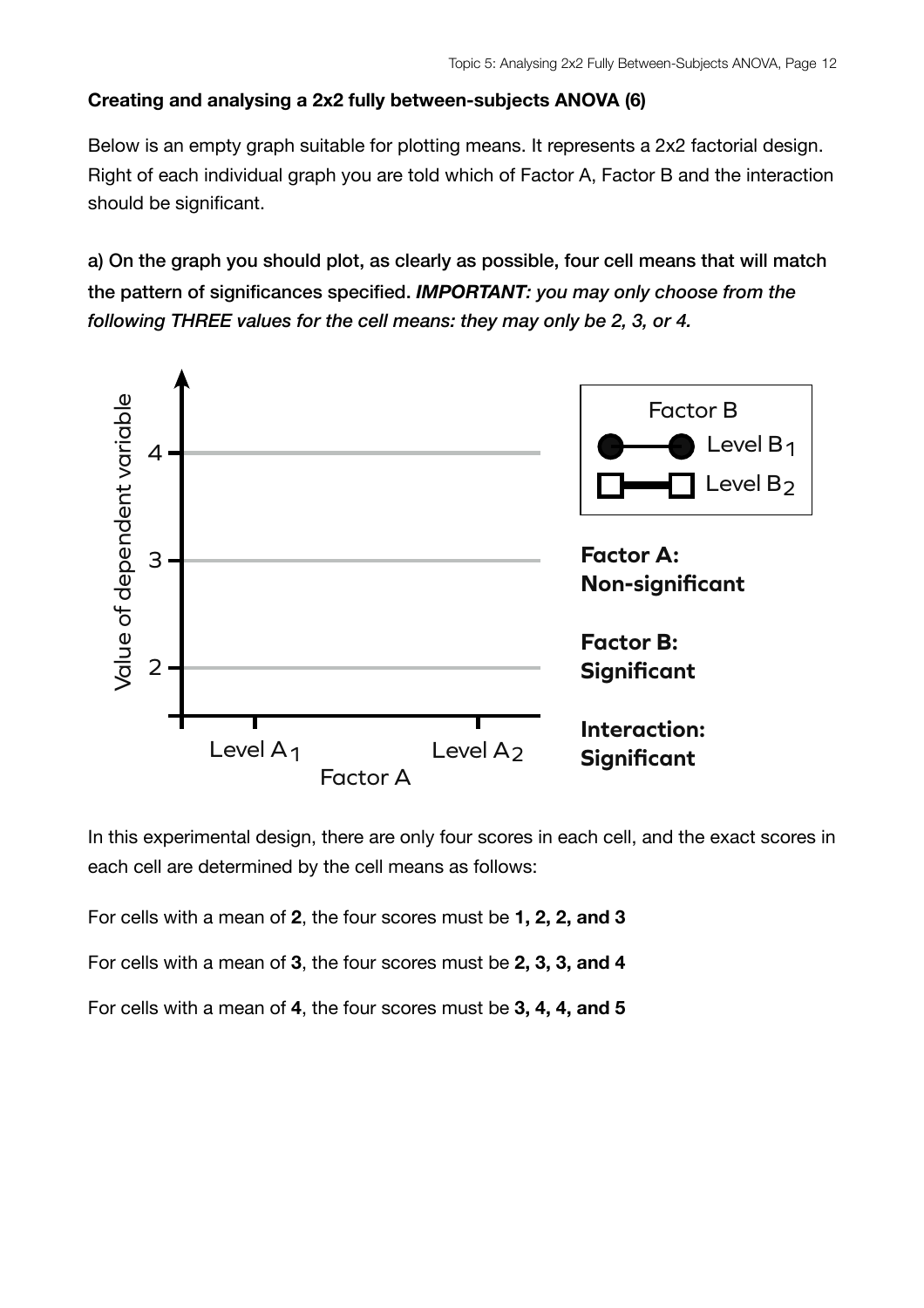**Creating and analysing a 2x2 fully between-subjects ANOVA (6)**

Below is an empty graph suitable for plotting means. It represents a 2x2 factorial design. Right of each individual graph you are told which of Factor A, Factor B and the interaction should be significant.

**a) On the graph you should plot, as clearly as possible, four cell means that will match the pattern of significances specified.** ***IMPORTANT: you may only choose from the following THREE values for the cell means: they may only be 2, 3, or 4.***

Value of dependent variable

4

3

2

Level $A_1$ Level $A_2$

Factor A

Factor B

Level $B_1$

Level $B_2$

**Factor A: Non-significant**

**Factor B: Significant**

**Interaction: Significant**

In this experimental design, there are only four scores in each cell, and the exact scores in each cell are determined by the cell means as follows:

For cells with a mean of **2**, the four scores must be **1, 2, 2, and 3**

For cells with a mean of **3**, the four scores must be **2, 3, 3, and 4**

For cells with a mean of **4**, the four scores must be **3, 4, 4, and 5**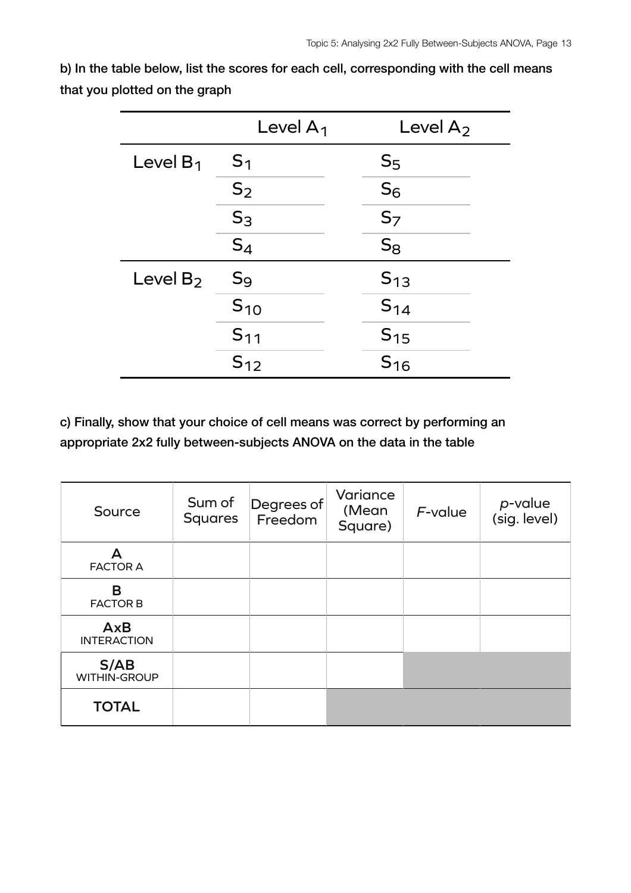b) In the table below, list the scores for each cell, corresponding with the cell means that you plotted on the graph

| | Level $A_1$ | Level $A_2$ |
|---|---|---|
| Level $B_1$ | $S_1$ | $S_5$ |
| | $S_2$ | $S_6$ |
| | $S_3$ | $S_7$ |
| | $S_4$ | $S_8$ |
| Level $B_2$ | $S_9$ | $S_{13}$ |
| | $S_{10}$ | $S_{14}$ |
| | $S_{11}$ | $S_{15}$ |
| | $S_{12}$ | $S_{16}$ |

c) Finally, show that your choice of cell means was correct by performing an appropriate 2x2 fully between-subjects ANOVA on the data in the table

| Source | Sum of Squares | Degrees of Freedom | Variance (Mean Square) | *F*-value | *p*-value (sig. level) |
|---|---|---|---|---|---|
| **A** FACTOR A | | | | | |
| **B** FACTOR B | | | | | |
| **AxB** INTERACTION | | | | | |
| **S/AB** WITHIN-GROUP | | | | | |
| **TOTAL** | | | | | |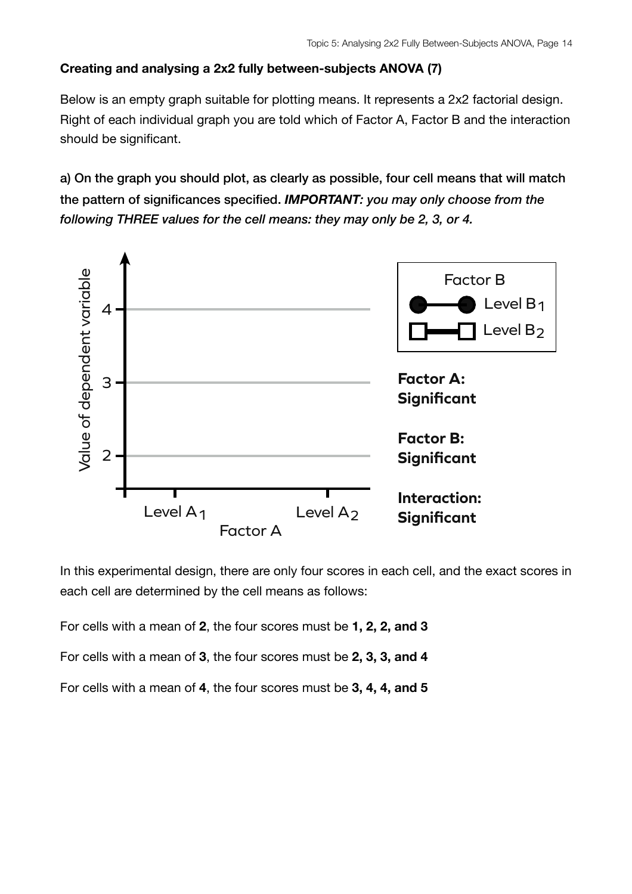**Creating and analysing a 2x2 fully between-subjects ANOVA (7)**

Below is an empty graph suitable for plotting means. It represents a 2x2 factorial design. Right of each individual graph you are told which of Factor A, Factor B and the interaction should be significant.

**a) On the graph you should plot, as clearly as possible, four cell means that will match the pattern of significances specified. *IMPORTANT: you may only choose from the following THREE values for the cell means: they may only be 2, 3, or 4.***

Value of dependent variable

4

3

2

Level $A_1$ Level $A_2$

Factor A

Factor B

Level $B_1$

Level $B_2$

**Factor A: Significant**

**Factor B: Significant**

**Interaction: Significant**

In this experimental design, there are only four scores in each cell, and the exact scores in each cell are determined by the cell means as follows:

For cells with a mean of **2**, the four scores must be **1, 2, 2, and 3**

For cells with a mean of **3**, the four scores must be **2, 3, 3, and 4**

For cells with a mean of **4**, the four scores must be **3, 4, 4, and 5**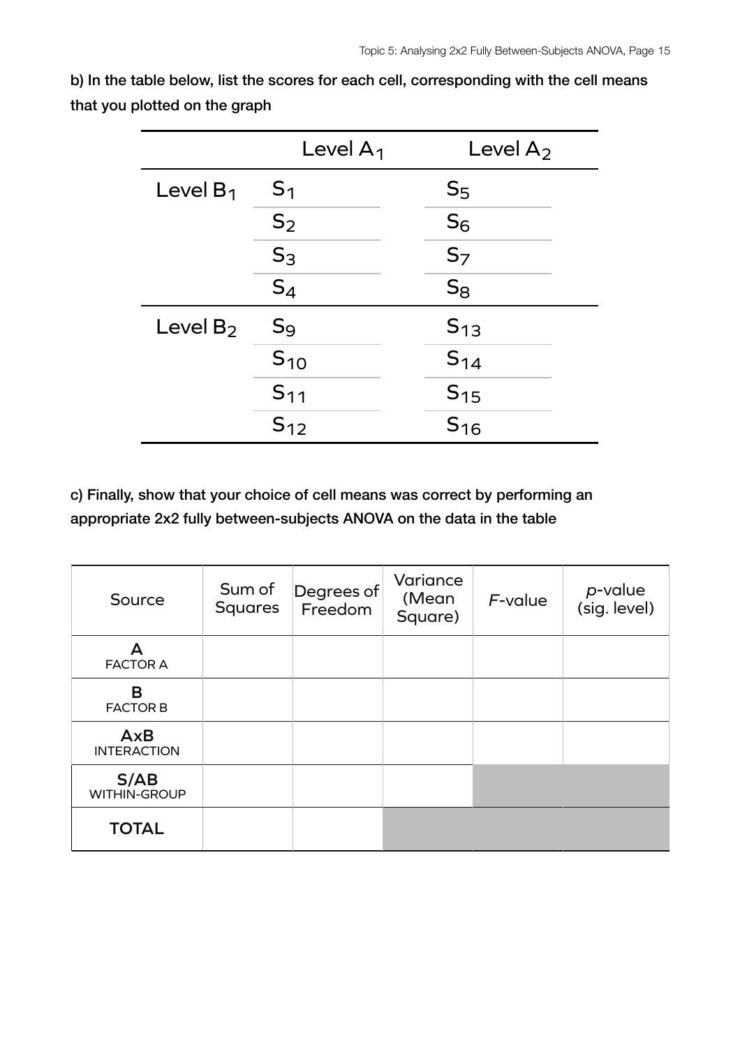**b) In the table below, list the scores for each cell, corresponding with the cell means that you plotted on the graph**

| | Level $A_1$ | Level $A_2$ |
|---|---|---|
| Level $B_1$ | $S_1$ | $S_5$ |
| | $S_2$ | $S_6$ |
| | $S_3$ | $S_7$ |
| | $S_4$ | $S_8$ |
| Level $B_2$ | $S_9$ | $S_{13}$ |
| | $S_{10}$ | $S_{14}$ |
| | $S_{11}$ | $S_{15}$ |
| | $S_{12}$ | $S_{16}$ |

**c) Finally, show that your choice of cell means was correct by performing an appropriate 2x2 fully between-subjects ANOVA on the data in the table**

| Source | Sum of Squares | Degrees of Freedom | Variance (Mean Square) | *F*-value | *p*-value (sig. level) |
|---|---|---|---|---|---|
| **A** FACTOR A | | | | | |
| **B** FACTOR B | | | | | |
| **AxB** INTERACTION | | | | | |
| **S/AB** WITHIN-GROUP | | | | | |
| **TOTAL** | | | | | |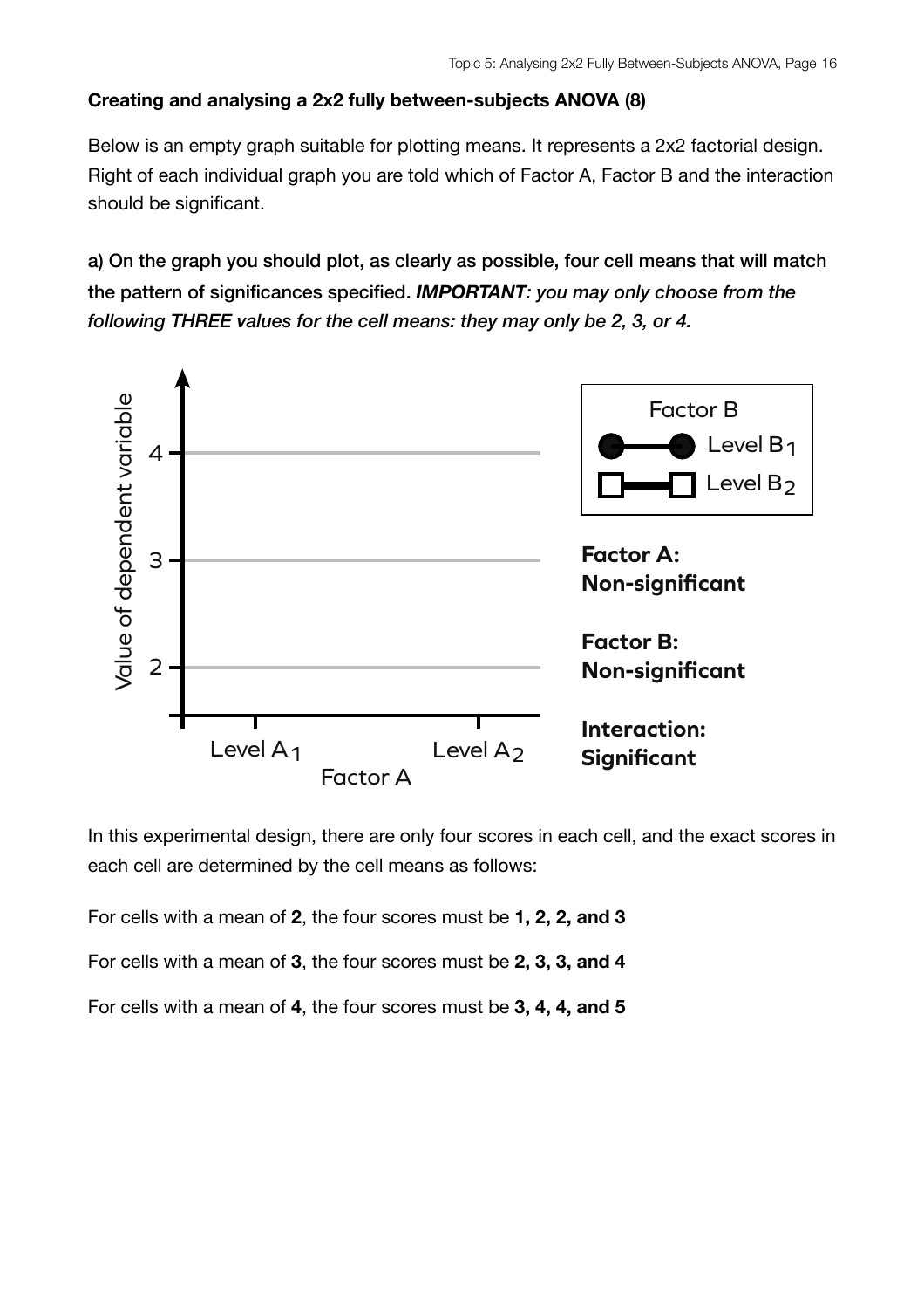**Creating and analysing a 2x2 fully between-subjects ANOVA (8)**

Below is an empty graph suitable for plotting means. It represents a 2x2 factorial design. Right of each individual graph you are told which of Factor A, Factor B and the interaction should be significant.

**a) On the graph you should plot, as clearly as possible, four cell means that will match the pattern of significances specified.** ***IMPORTANT:*** ***you may only choose from the following THREE values for the cell means: they may only be 2, 3, or 4.***

Value of dependent variable: 2, 3, 4

Factor A: Level $A_1$, Level $A_2$

Factor B: Level $B_1$, Level $B_2$

**Factor A: Non-significant**

**Factor B: Non-significant**

**Interaction: Significant**

In this experimental design, there are only four scores in each cell, and the exact scores in each cell are determined by the cell means as follows:

For cells with a mean of **2**, the four scores must be **1, 2, 2, and 3**

For cells with a mean of **3**, the four scores must be **2, 3, 3, and 4**

For cells with a mean of **4**, the four scores must be **3, 4, 4, and 5**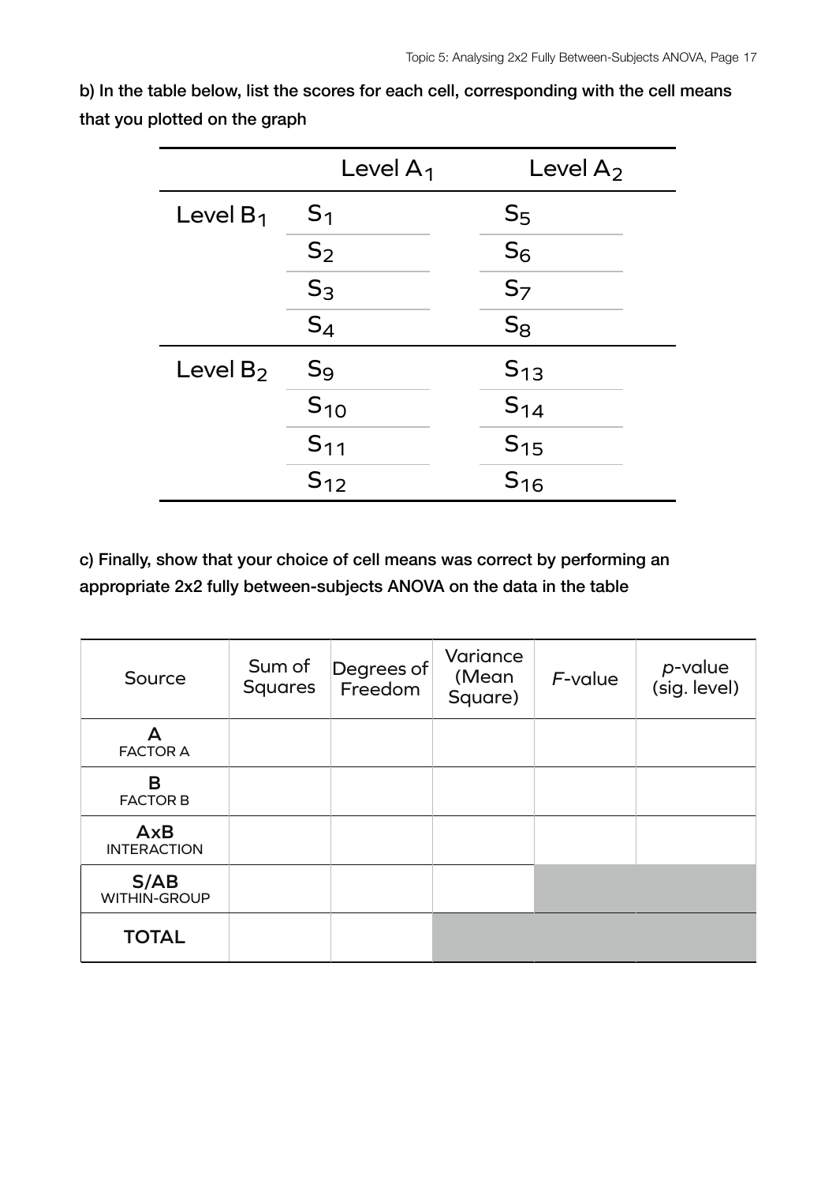**b) In the table below, list the scores for each cell, corresponding with the cell means that you plotted on the graph**

| | Level $A_1$ | Level $A_2$ |
|---|---|---|
| Level $B_1$ | $S_1$ | $S_5$ |
| | $S_2$ | $S_6$ |
| | $S_3$ | $S_7$ |
| | $S_4$ | $S_8$ |
| Level $B_2$ | $S_9$ | $S_{13}$ |
| | $S_{10}$ | $S_{14}$ |
| | $S_{11}$ | $S_{15}$ |
| | $S_{12}$ | $S_{16}$ |

**c) Finally, show that your choice of cell means was correct by performing an appropriate 2x2 fully between-subjects ANOVA on the data in the table**

| Source | Sum of Squares | Degrees of Freedom | Variance (Mean Square) | *F*-value | *p*-value (sig. level) |
|---|---|---|---|---|---|
| **A** FACTOR A | | | | | |
| **B** FACTOR B | | | | | |
| **AxB** INTERACTION | | | | | |
| **S/AB** WITHIN-GROUP | | | | | |
| **TOTAL** | | | | | |